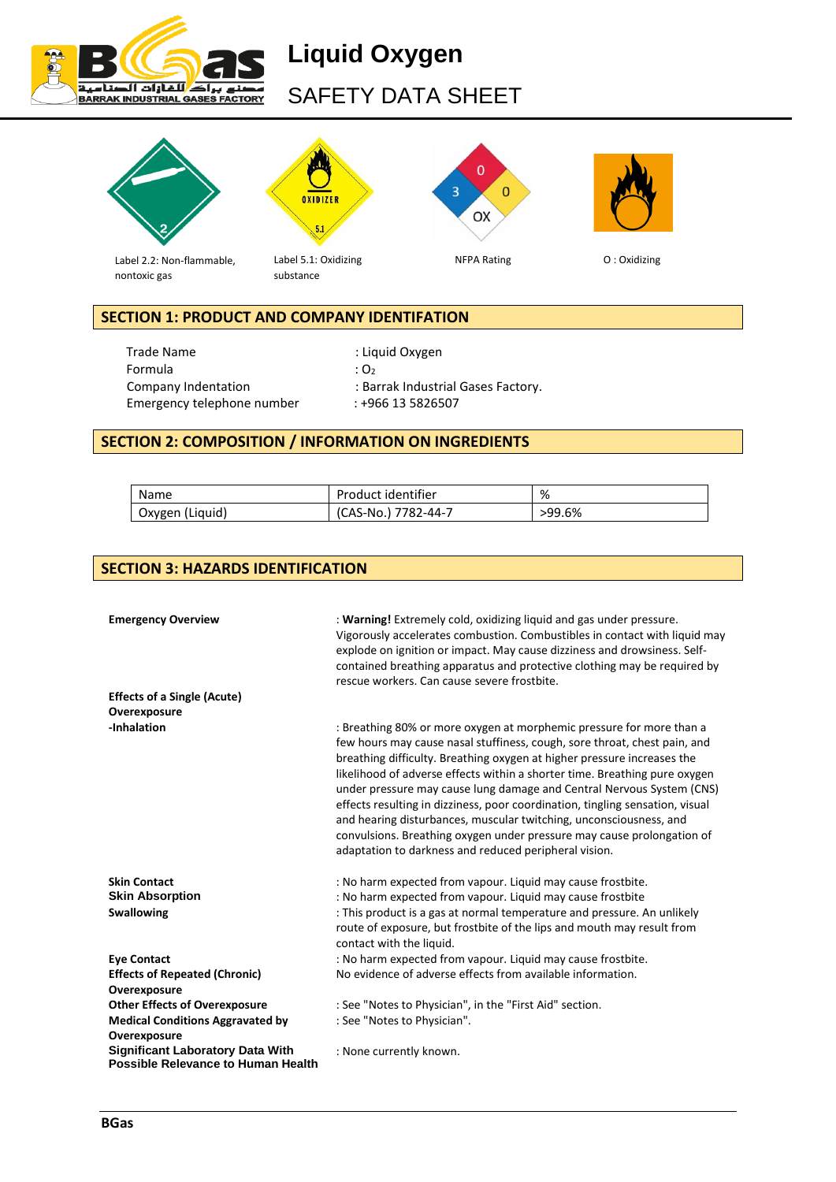# Liquid Oxygen

## SAFETY DATA SHEET

Label 2.2: Non-flammable, nontoxic gas

Label 5.1: Oxidizing substance

NFPA Rating

O : Oxidizing

## SECTION 1: PRODUCT AND COMPANY IDENTIFATION

| | |
|---|---|
| Trade Name | : Liquid Oxygen |
| Formula | : $O_2$ |
| Company Indentation | : Barrak Industrial Gases Factory. |
| Emergency telephone number | : +966 13 5826507 |

## SECTION 2: COMPOSITION / INFORMATION ON INGREDIENTS

| Name | Product identifier | % |
|---|---|---|
| Oxygen (Liquid) | (CAS-No.) 7782-44-7 | >99.6% |

## SECTION 3: HAZARDS IDENTIFICATION

**Emergency Overview** : **Warning!** Extremely cold, oxidizing liquid and gas under pressure. Vigorously accelerates combustion. Combustibles in contact with liquid may explode on ignition or impact. May cause dizziness and drowsiness. Self-contained breathing apparatus and protective clothing may be required by rescue workers. Can cause severe frostbite.

**Effects of a Single (Acute) Overexposure**

**-Inhalation** : Breathing 80% or more oxygen at morphemic pressure for more than a few hours may cause nasal stuffiness, cough, sore throat, chest pain, and breathing difficulty. Breathing oxygen at higher pressure increases the likelihood of adverse effects within a shorter time. Breathing pure oxygen under pressure may cause lung damage and Central Nervous System (CNS) effects resulting in dizziness, poor coordination, tingling sensation, visual and hearing disturbances, muscular twitching, unconsciousness, and convulsions. Breathing oxygen under pressure may cause prolongation of adaptation to darkness and reduced peripheral vision.

**Skin Contact** : No harm expected from vapour. Liquid may cause frostbite.

**Skin Absorption** : No harm expected from vapour. Liquid may cause frostbite

**Swallowing** : This product is a gas at normal temperature and pressure. An unlikely route of exposure, but frostbite of the lips and mouth may result from contact with the liquid.

**Eye Contact** : No harm expected from vapour. Liquid may cause frostbite.

**Effects of Repeated (Chronic) Overexposure** No evidence of adverse effects from available information.

**Other Effects of Overexposure** : See "Notes to Physician", in the "First Aid" section.

**Medical Conditions Aggravated by Overexposure** : See "Notes to Physician".

**Significant Laboratory Data With Possible Relevance to Human Health** : None currently known.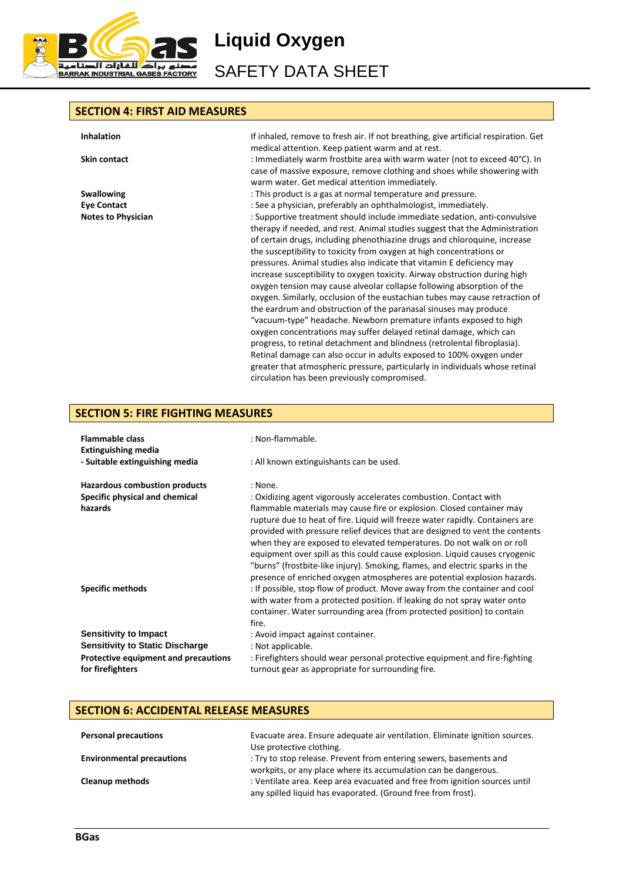## SECTION 4: FIRST AID MEASURES

**Inhalation** If inhaled, remove to fresh air. If not breathing, give artificial respiration. Get medical attention. Keep patient warm and at rest.

**Skin contact** : Immediately warm frostbite area with warm water (not to exceed 40°C). In case of massive exposure, remove clothing and shoes while showering with warm water. Get medical attention immediately.

**Swallowing** : This product is a gas at normal temperature and pressure.

**Eye Contact** : See a physician, preferably an ophthalmologist, immediately.

**Notes to Physician** : Supportive treatment should include immediate sedation, anti-convulsive therapy if needed, and rest. Animal studies suggest that the Administration of certain drugs, including phenothiazine drugs and chloroquine, increase the susceptibility to toxicity from oxygen at high concentrations or pressures. Animal studies also indicate that vitamin E deficiency may increase susceptibility to oxygen toxicity. Airway obstruction during high oxygen tension may cause alveolar collapse following absorption of the oxygen. Similarly, occlusion of the eustachian tubes may cause retraction of the eardrum and obstruction of the paranasal sinuses may produce "vacuum-type" headache. Newborn premature infants exposed to high oxygen concentrations may suffer delayed retinal damage, which can progress, to retinal detachment and blindness (retrolental fibroplasia). Retinal damage can also occur in adults exposed to 100% oxygen under greater that atmospheric pressure, particularly in individuals whose retinal circulation has been previously compromised.

## SECTION 5: FIRE FIGHTING MEASURES

**Flammable class** : Non-flammable.

**Extinguishing media**

**- Suitable extinguishing media** : All known extinguishants can be used.

**Hazardous combustion products** : None.

**Specific physical and chemical hazards** : Oxidizing agent vigorously accelerates combustion. Contact with flammable materials may cause fire or explosion. Closed container may rupture due to heat of fire. Liquid will freeze water rapidly. Containers are provided with pressure relief devices that are designed to vent the contents when they are exposed to elevated temperatures. Do not walk on or roll equipment over spill as this could cause explosion. Liquid causes cryogenic "burns" (frostbite-like injury). Smoking, flames, and electric sparks in the presence of enriched oxygen atmospheres are potential explosion hazards.

**Specific methods** : If possible, stop flow of product. Move away from the container and cool with water from a protected position. If leaking do not spray water onto container. Water surrounding area (from protected position) to contain fire.

**Sensitivity to Impact** : Avoid impact against container.

**Sensitivity to Static Discharge** : Not applicable.

**Protective equipment and precautions for firefighters** : Firefighters should wear personal protective equipment and fire-fighting turnout gear as appropriate for surrounding fire.

## SECTION 6: ACCIDENTAL RELEASE MEASURES

**Personal precautions** Evacuate area. Ensure adequate air ventilation. Eliminate ignition sources. Use protective clothing.

**Environmental precautions** : Try to stop release. Prevent from entering sewers, basements and workpits, or any place where its accumulation can be dangerous.

**Cleanup methods** : Ventilate area. Keep area evacuated and free from ignition sources until any spilled liquid has evaporated. (Ground free from frost).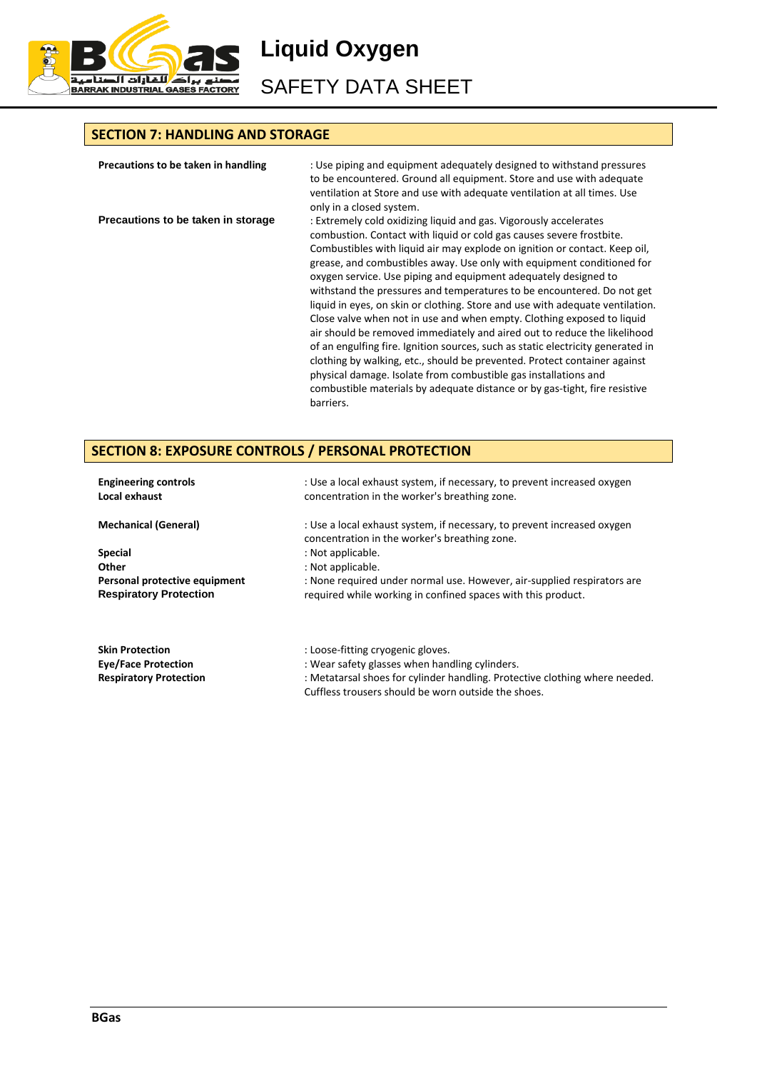## SECTION 7: HANDLING AND STORAGE

**Precautions to be taken in handling** : Use piping and equipment adequately designed to withstand pressures to be encountered. Ground all equipment. Store and use with adequate ventilation at Store and use with adequate ventilation at all times. Use only in a closed system.

**Precautions to be taken in storage** : Extremely cold oxidizing liquid and gas. Vigorously accelerates combustion. Contact with liquid or cold gas causes severe frostbite. Combustibles with liquid air may explode on ignition or contact. Keep oil, grease, and combustibles away. Use only with equipment conditioned for oxygen service. Use piping and equipment adequately designed to withstand the pressures and temperatures to be encountered. Do not get liquid in eyes, on skin or clothing. Store and use with adequate ventilation. Close valve when not in use and when empty. Clothing exposed to liquid air should be removed immediately and aired out to reduce the likelihood of an engulfing fire. Ignition sources, such as static electricity generated in clothing by walking, etc., should be prevented. Protect container against physical damage. Isolate from combustible gas installations and combustible materials by adequate distance or by gas-tight, fire resistive barriers.

## SECTION 8: EXPOSURE CONTROLS / PERSONAL PROTECTION

**Engineering controls**
**Local exhaust** : Use a local exhaust system, if necessary, to prevent increased oxygen concentration in the worker's breathing zone.

**Mechanical (General)** : Use a local exhaust system, if necessary, to prevent increased oxygen concentration in the worker's breathing zone.

**Special** : Not applicable.

**Other** : Not applicable.

**Personal protective equipment**
**Respiratory Protection** : None required under normal use. However, air-supplied respirators are required while working in confined spaces with this product.

**Skin Protection** : Loose-fitting cryogenic gloves.

**Eye/Face Protection** : Wear safety glasses when handling cylinders.

**Respiratory Protection** : Metatarsal shoes for cylinder handling. Protective clothing where needed. Cuffless trousers should be worn outside the shoes.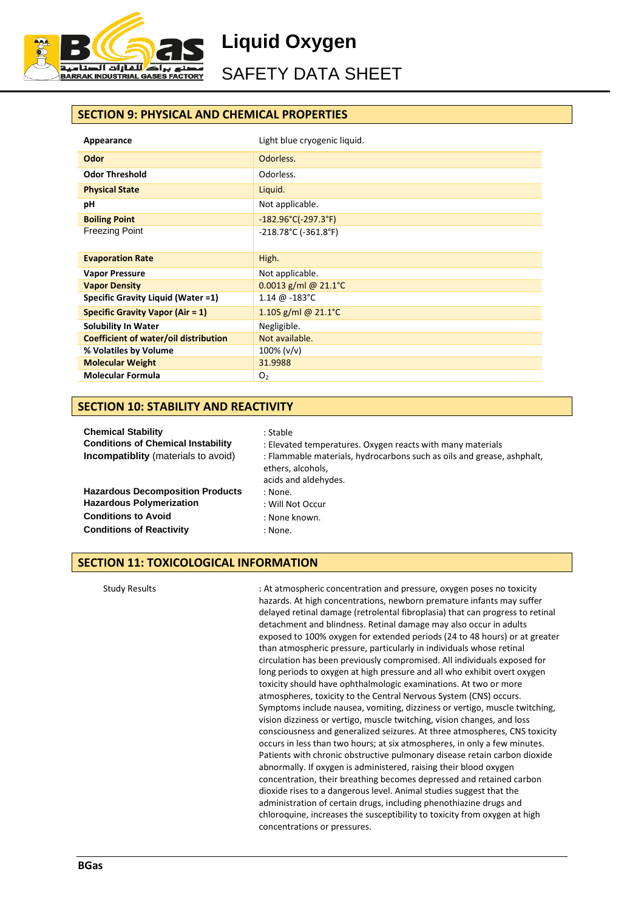## SECTION 9: PHYSICAL AND CHEMICAL PROPERTIES

| Property | Value |
|---|---|
| **Appearance** | Light blue cryogenic liquid. |
| **Odor** | Odorless. |
| **Odor Threshold** | Odorless. |
| **Physical State** | Liquid. |
| **pH** | Not applicable. |
| **Boiling Point** | -182.96°C(-297.3°F) |
| Freezing Point | -218.78°C (-361.8°F) |
| **Evaporation Rate** | High. |
| **Vapor Pressure** | Not applicable. |
| **Vapor Density** | 0.0013 g/ml @ 21.1°C |
| **Specific Gravity Liquid (Water =1)** | 1.14 @ -183°C |
| **Specific Gravity Vapor (Air = 1)** | 1.105 g/ml @ 21.1°C |
| **Solubility In Water** | Negligible. |
| **Coefficient of water/oil distribution** | Not available. |
| **% Volatiles by Volume** | 100% (v/v) |
| **Molecular Weight** | 31.9988 |
| **Molecular Formula** | $O_2$ |

## SECTION 10: STABILITY AND REACTIVITY

**Chemical Stability** : Stable

**Conditions of Chemical Instability** : Elevated temperatures. Oxygen reacts with many materials

**Incompatiblity** (materials to avoid) : Flammable materials, hydrocarbons such as oils and grease, ashphalt, ethers, alcohols, acids and aldehydes.

**Hazardous Decomposition Products** : None.

**Hazardous Polymerization** : Will Not Occur

**Conditions to Avoid** : None known.

**Conditions of Reactivity** : None.

## SECTION 11: TOXICOLOGICAL INFORMATION

Study Results : At atmospheric concentration and pressure, oxygen poses no toxicity hazards. At high concentrations, newborn premature infants may suffer delayed retinal damage (retrolental fibroplasia) that can progress to retinal detachment and blindness. Retinal damage may also occur in adults exposed to 100% oxygen for extended periods (24 to 48 hours) or at greater than atmospheric pressure, particularly in individuals whose retinal circulation has been previously compromised. All individuals exposed for long periods to oxygen at high pressure and all who exhibit overt oxygen toxicity should have ophthalmologic examinations. At two or more atmospheres, toxicity to the Central Nervous System (CNS) occurs. Symptoms include nausea, vomiting, dizziness or vertigo, muscle twitching, vision dizziness or vertigo, muscle twitching, vision changes, and loss consciousness and generalized seizures. At three atmospheres, CNS toxicity occurs in less than two hours; at six atmospheres, in only a few minutes. Patients with chronic obstructive pulmonary disease retain carbon dioxide abnormally. If oxygen is administered, raising their blood oxygen concentration, their breathing becomes depressed and retained carbon dioxide rises to a dangerous level. Animal studies suggest that the administration of certain drugs, including phenothiazine drugs and chloroquine, increases the susceptibility to toxicity from oxygen at high concentrations or pressures.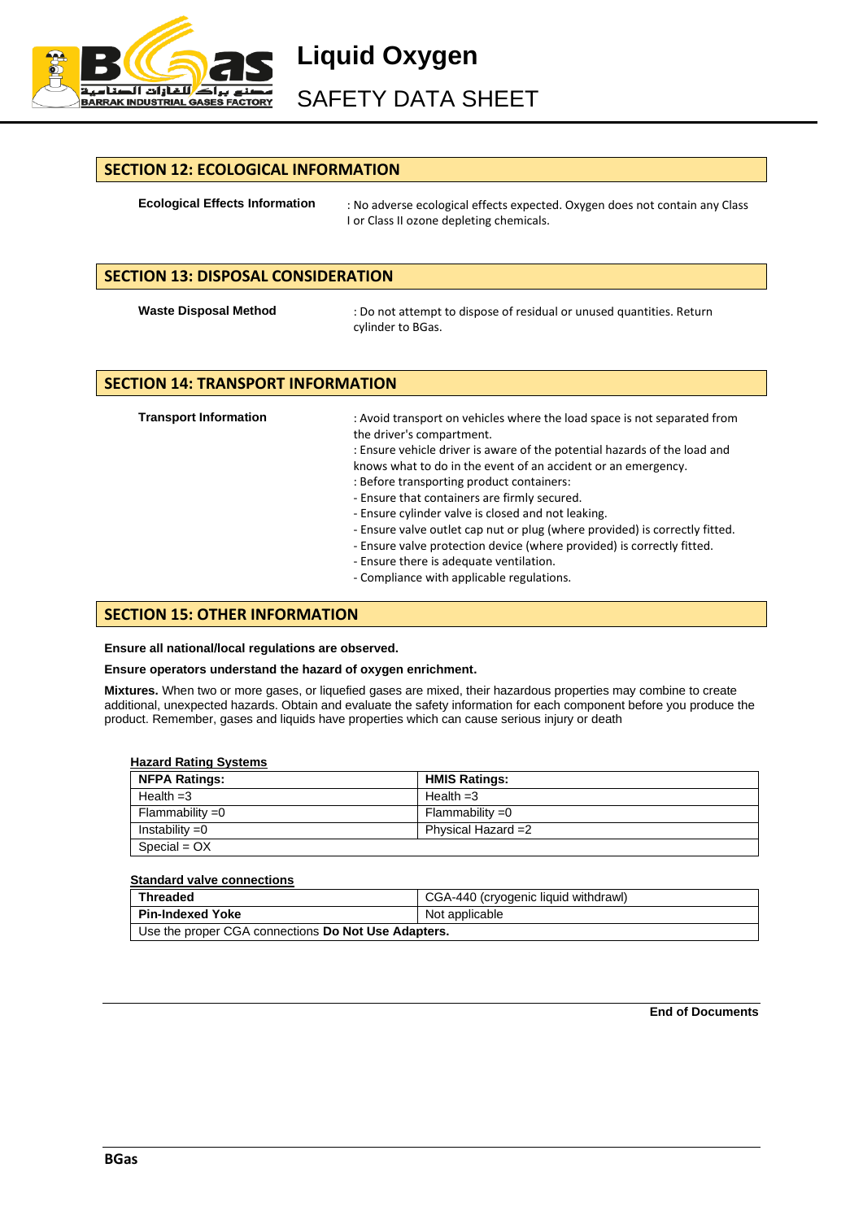## SECTION 12: ECOLOGICAL INFORMATION

**Ecological Effects Information** : No adverse ecological effects expected. Oxygen does not contain any Class I or Class II ozone depleting chemicals.

## SECTION 13: DISPOSAL CONSIDERATION

**Waste Disposal Method** : Do not attempt to dispose of residual or unused quantities. Return cylinder to BGas.

## SECTION 14: TRANSPORT INFORMATION

**Transport Information** : Avoid transport on vehicles where the load space is not separated from the driver's compartment.
: Ensure vehicle driver is aware of the potential hazards of the load and knows what to do in the event of an accident or an emergency.
: Before transporting product containers:
- Ensure that containers are firmly secured.
- Ensure cylinder valve is closed and not leaking.
- Ensure valve outlet cap nut or plug (where provided) is correctly fitted.
- Ensure valve protection device (where provided) is correctly fitted.
- Ensure there is adequate ventilation.
- Compliance with applicable regulations.

## SECTION 15: OTHER INFORMATION

**Ensure all national/local regulations are observed.**

**Ensure operators understand the hazard of oxygen enrichment.**

**Mixtures.** When two or more gases, or liquefied gases are mixed, their hazardous properties may combine to create additional, unexpected hazards. Obtain and evaluate the safety information for each component before you produce the product. Remember, gases and liquids have properties which can cause serious injury or death

**Hazard Rating Systems**

| NFPA Ratings: | HMIS Ratings: |
|---|---|
| Health =3 | Health =3 |
| Flammability =0 | Flammability =0 |
| Instability =0 | Physical Hazard =2 |
| Special = OX | |

**Standard valve connections**

| | |
|---|---|
| **Threaded** | CGA-440 (cryogenic liquid withdrawl) |
| **Pin-Indexed Yoke** | Not applicable |
| Use the proper CGA connections **Do Not Use Adapters.** | |

**End of Documents**